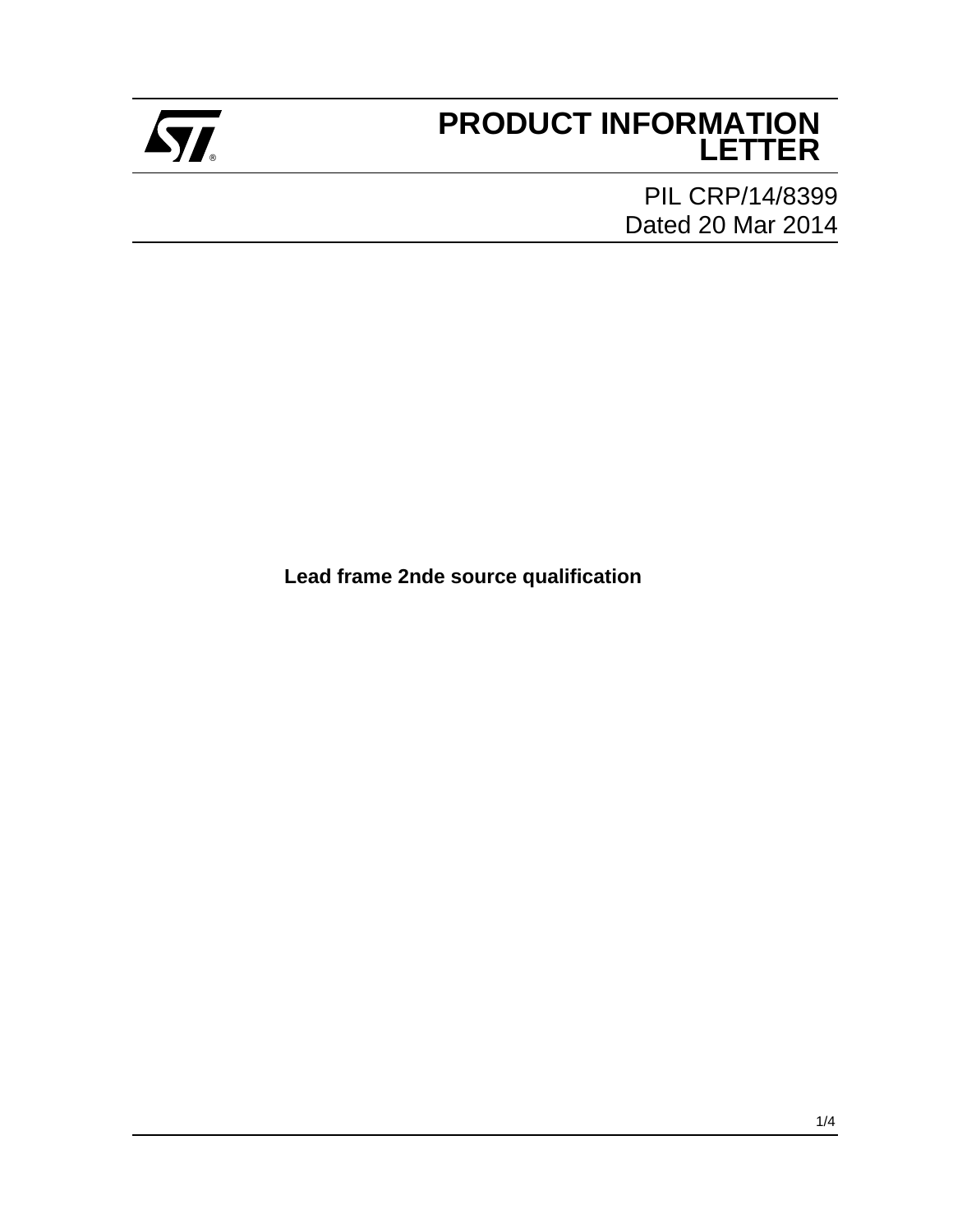# PRODUCT INFORMATION LETTER

PIL CRP/14/8399
Dated 20 Mar 2014

**Lead frame 2nde source qualification**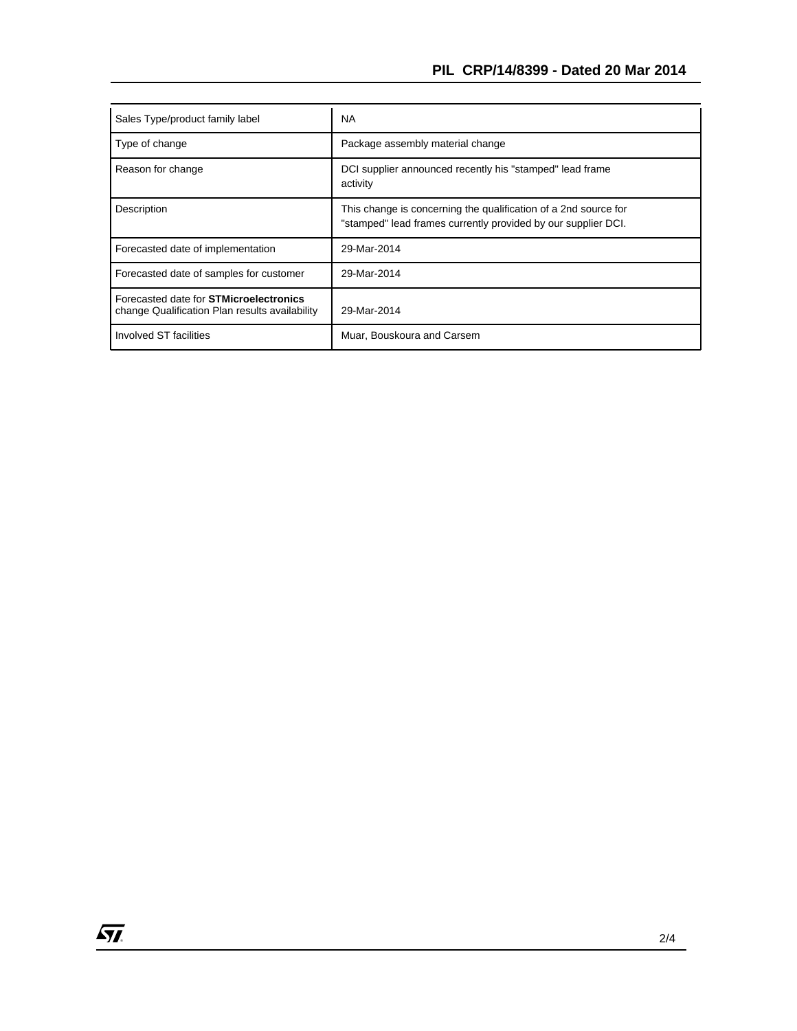| Sales Type/product family label | NA |
|---|---|
| Type of change | Package assembly material change |
| Reason for change | DCI supplier announced recently his "stamped" lead frame activity |
| Description | This change is concerning the qualification of a 2nd source for "stamped" lead frames currently provided by our supplier DCI. |
| Forecasted date of implementation | 29-Mar-2014 |
| Forecasted date of samples for customer | 29-Mar-2014 |
| Forecasted date for **STMicroelectronics** change Qualification Plan results availability | 29-Mar-2014 |
| Involved ST facilities | Muar, Bouskoura and Carsem |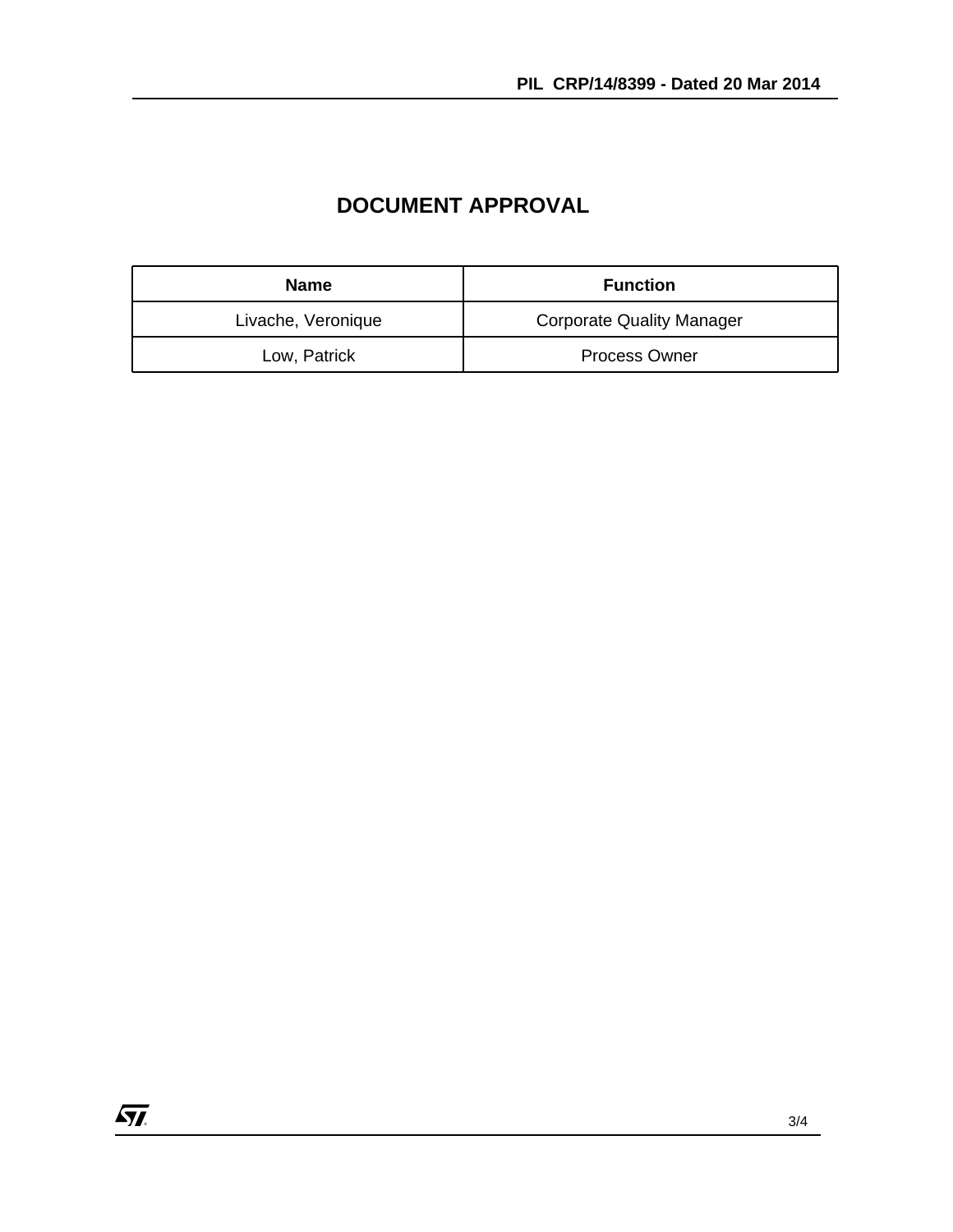# DOCUMENT APPROVAL

| Name | Function |
| --- | --- |
| Livache, Veronique | Corporate Quality Manager |
| Low, Patrick | Process Owner |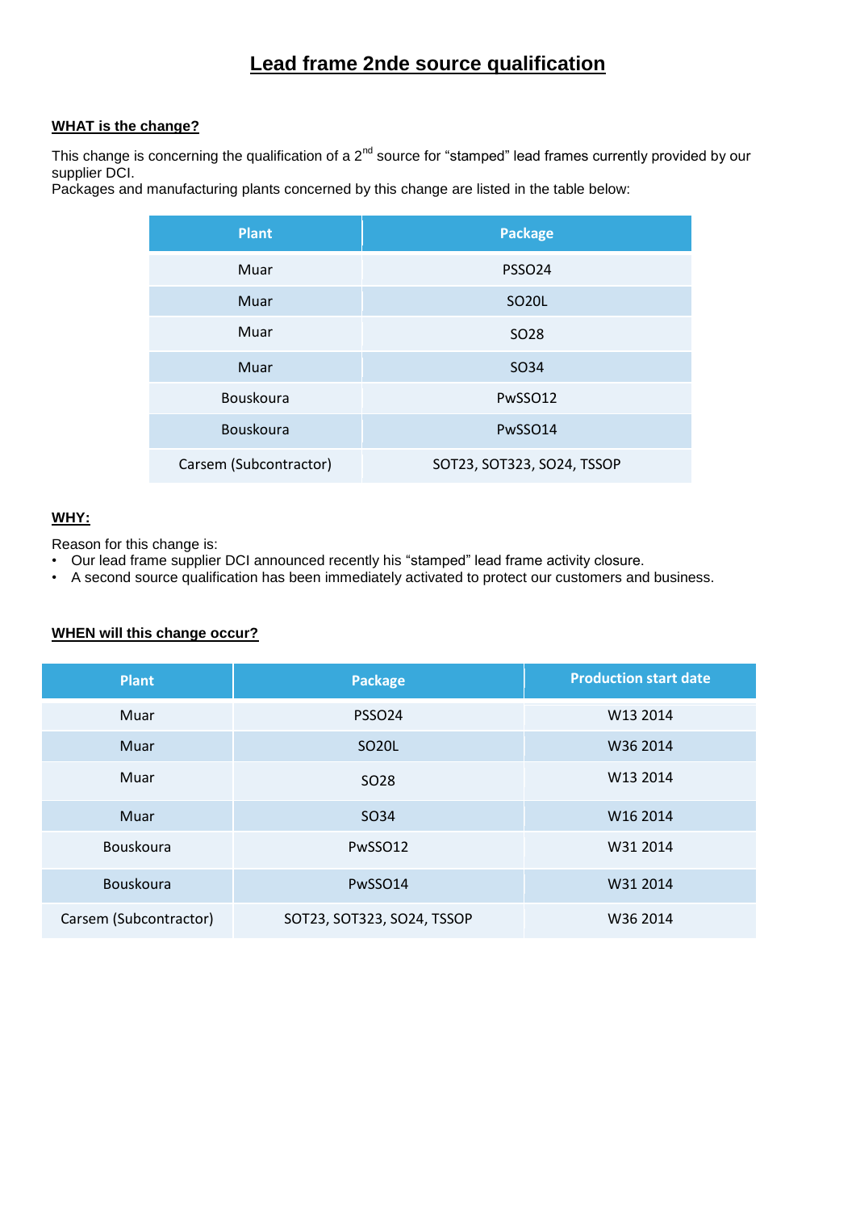# Lead frame 2nde source qualification

**WHAT is the change?**

This change is concerning the qualification of a 2[nd] source for “stamped” lead frames currently provided by our supplier DCI.
Packages and manufacturing plants concerned by this change are listed in the table below:

| Plant | Package |
|---|---|
| Muar | PSSO24 |
| Muar | SO20L |
| Muar | SO28 |
| Muar | SO34 |
| Bouskoura | PwSSO12 |
| Bouskoura | PwSSO14 |
| Carsem (Subcontractor) | SOT23, SOT323, SO24, TSSOP |

**WHY:**

Reason for this change is:
- Our lead frame supplier DCI announced recently his “stamped” lead frame activity closure.
- A second source qualification has been immediately activated to protect our customers and business.

**WHEN will this change occur?**

| Plant | Package | Production start date |
|---|---|---|
| Muar | PSSO24 | W13 2014 |
| Muar | SO20L | W36 2014 |
| Muar | SO28 | W13 2014 |
| Muar | SO34 | W16 2014 |
| Bouskoura | PwSSO12 | W31 2014 |
| Bouskoura | PwSSO14 | W31 2014 |
| Carsem (Subcontractor) | SOT23, SOT323, SO24, TSSOP | W36 2014 |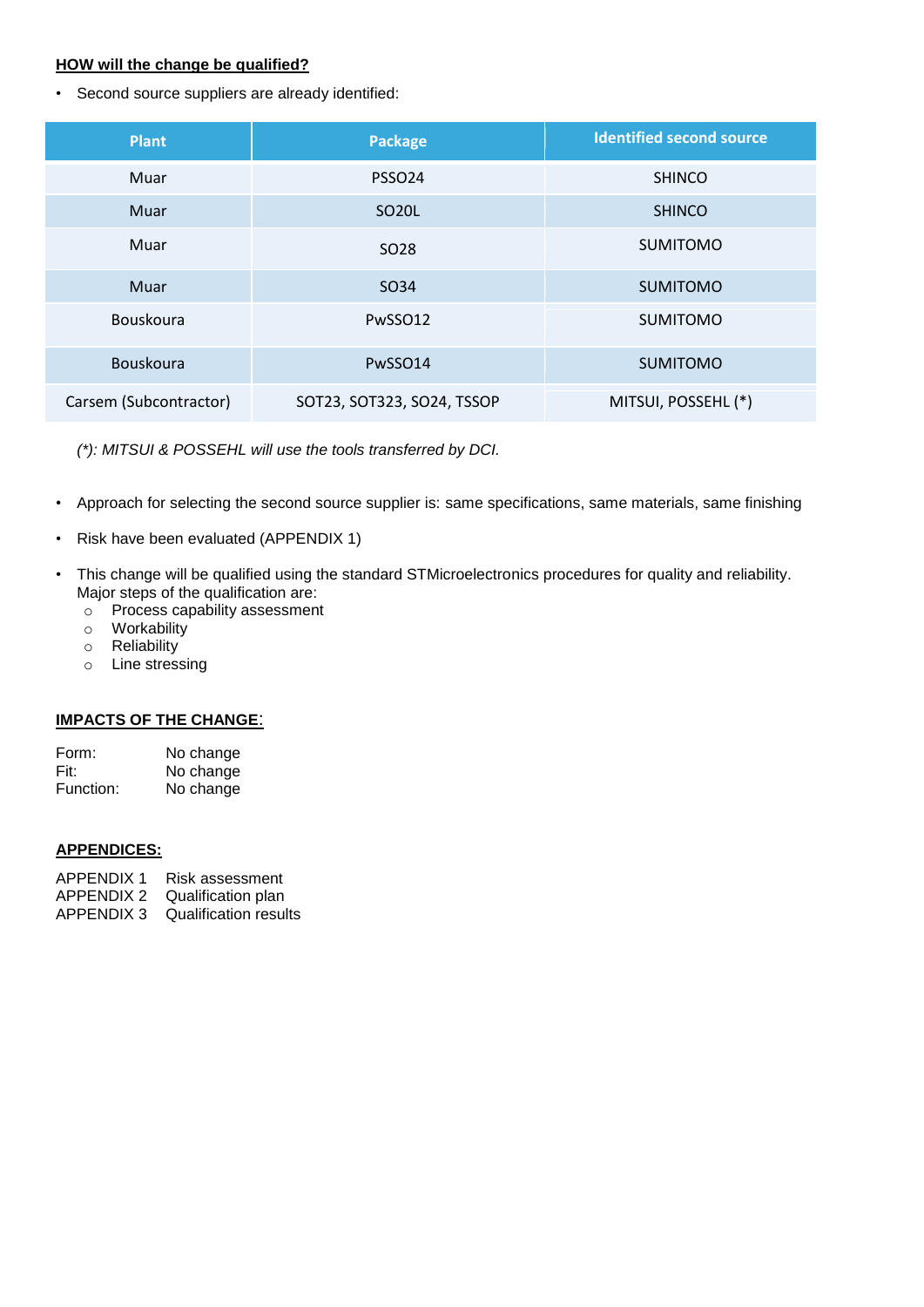**HOW will the change be qualified?**

- Second source suppliers are already identified:

| Plant | Package | Identified second source |
|---|---|---|
| Muar | PSSO24 | SHINCO |
| Muar | SO20L | SHINCO |
| Muar | SO28 | SUMITOMO |
| Muar | SO34 | SUMITOMO |
| Bouskoura | PwSSO12 | SUMITOMO |
| Bouskoura | PwSSO14 | SUMITOMO |
| Carsem (Subcontractor) | SOT23, SOT323, SO24, TSSOP | MITSUI, POSSEHL (*) |

*(*): MITSUI & POSSEHL will use the tools transferred by DCI.*

- Approach for selecting the second source supplier is: same specifications, same materials, same finishing
- Risk have been evaluated (APPENDIX 1)
- This change will be qualified using the standard STMicroelectronics procedures for quality and reliability. Major steps of the qualification are:
  - Process capability assessment
  - Workability
  - Reliability
  - Line stressing

**IMPACTS OF THE CHANGE:**

Form: No change
Fit: No change
Function: No change

**APPENDICES:**

APPENDIX 1 Risk assessment
APPENDIX 2 Qualification plan
APPENDIX 3 Qualification results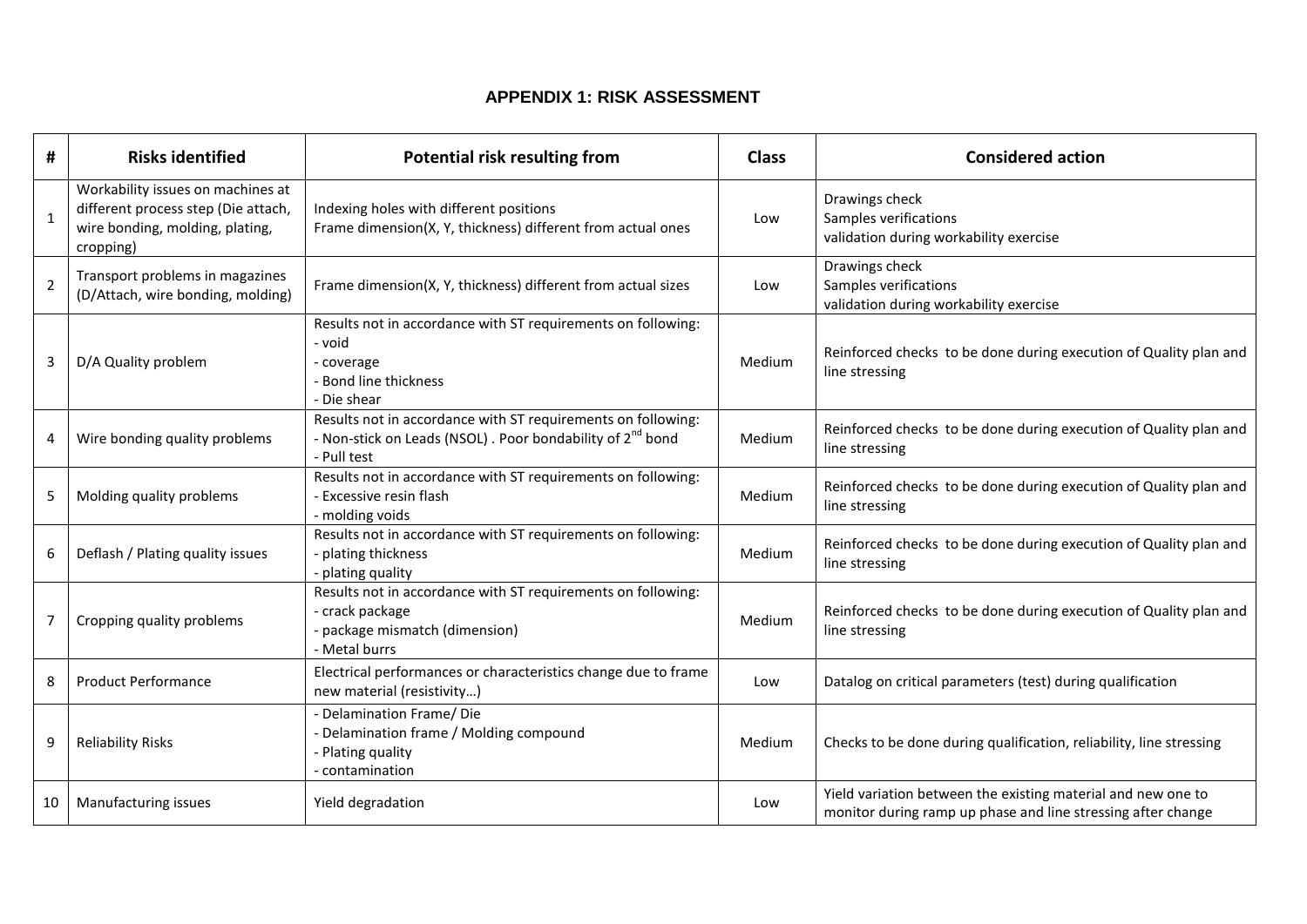## APPENDIX 1: RISK ASSESSMENT

| # | Risks identified | Potential risk resulting from | Class | Considered action |
|---|---|---|---|---|
| 1 | Workability issues on machines at different process step (Die attach, wire bonding, molding, plating, cropping) | Indexing holes with different positions<br>Frame dimension(X, Y, thickness) different from actual ones | Low | Drawings check<br>Samples verifications<br>validation during workability exercise |
| 2 | Transport problems in magazines (D/Attach, wire bonding, molding) | Frame dimension(X, Y, thickness) different from actual sizes | Low | Drawings check<br>Samples verifications<br>validation during workability exercise |
| 3 | D/A Quality problem | Results not in accordance with ST requirements on following:<br>- void<br>- coverage<br>- Bond line thickness<br>- Die shear | Medium | Reinforced checks to be done during execution of Quality plan and line stressing |
| 4 | Wire bonding quality problems | Results not in accordance with ST requirements on following:<br>- Non-stick on Leads (NSOL) . Poor bondability of 2nd bond<br>- Pull test | Medium | Reinforced checks to be done during execution of Quality plan and line stressing |
| 5 | Molding quality problems | Results not in accordance with ST requirements on following:<br>- Excessive resin flash<br>- molding voids | Medium | Reinforced checks to be done during execution of Quality plan and line stressing |
| 6 | Deflash / Plating quality issues | Results not in accordance with ST requirements on following:<br>- plating thickness<br>- plating quality | Medium | Reinforced checks to be done during execution of Quality plan and line stressing |
| 7 | Cropping quality problems | Results not in accordance with ST requirements on following:<br>- crack package<br>- package mismatch (dimension)<br>- Metal burrs | Medium | Reinforced checks to be done during execution of Quality plan and line stressing |
| 8 | Product Performance | Electrical performances or characteristics change due to frame new material (resistivity…) | Low | Datalog on critical parameters (test) during qualification |
| 9 | Reliability Risks | - Delamination Frame/ Die<br>- Delamination frame / Molding compound<br>- Plating quality<br>- contamination | Medium | Checks to be done during qualification, reliability, line stressing |
| 10 | Manufacturing issues | Yield degradation | Low | Yield variation between the existing material and new one to monitor during ramp up phase and line stressing after change |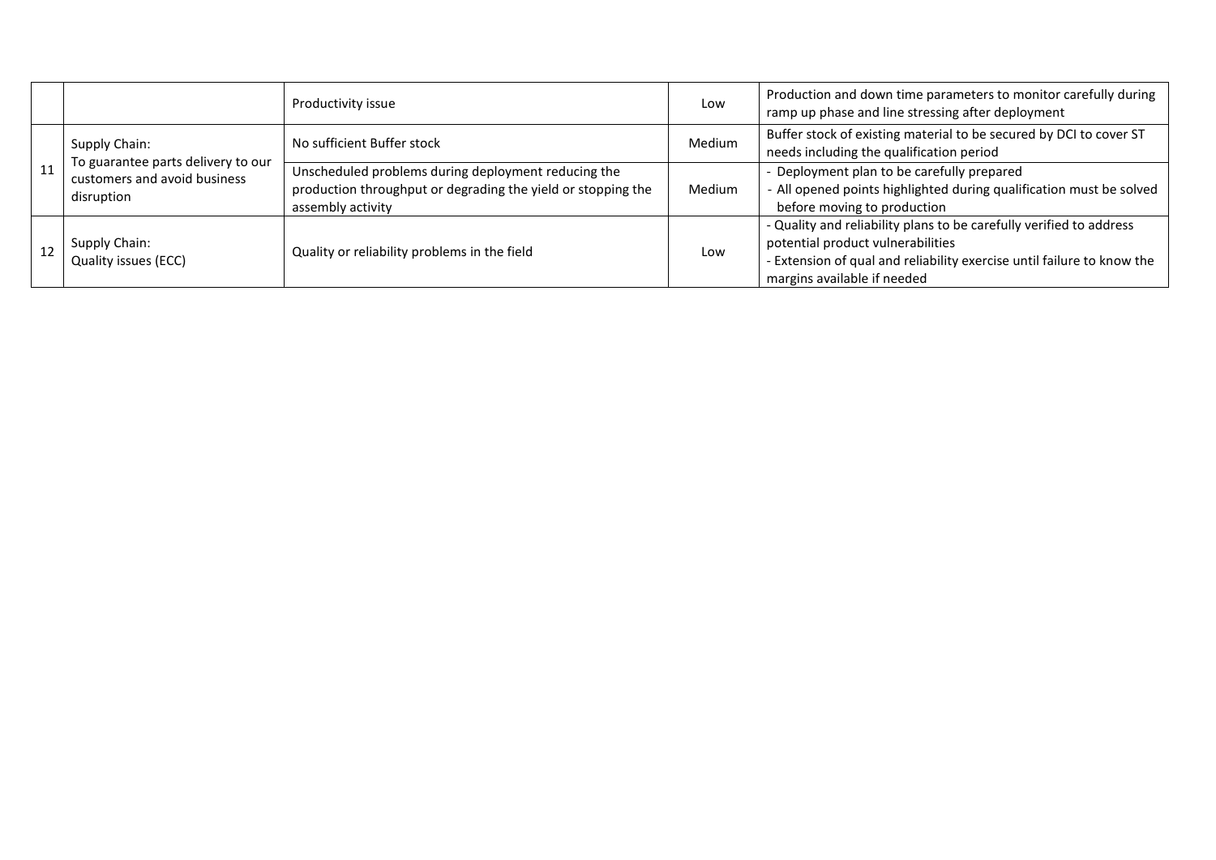| | | | | |
|---|---|---|---|---|
| | | Productivity issue | Low | Production and down time parameters to monitor carefully during ramp up phase and line stressing after deployment |
| 11 | Supply Chain: To guarantee parts delivery to our customers and avoid business disruption | No sufficient Buffer stock | Medium | Buffer stock of existing material to be secured by DCI to cover ST needs including the qualification period |
| | | Unscheduled problems during deployment reducing the production throughput or degrading the yield or stopping the assembly activity | Medium | - Deployment plan to be carefully prepared<br>- All opened points highlighted during qualification must be solved before moving to production |
| 12 | Supply Chain: Quality issues (ECC) | Quality or reliability problems in the field | Low | - Quality and reliability plans to be carefully verified to address potential product vulnerabilities<br>- Extension of qual and reliability exercise until failure to know the margins available if needed |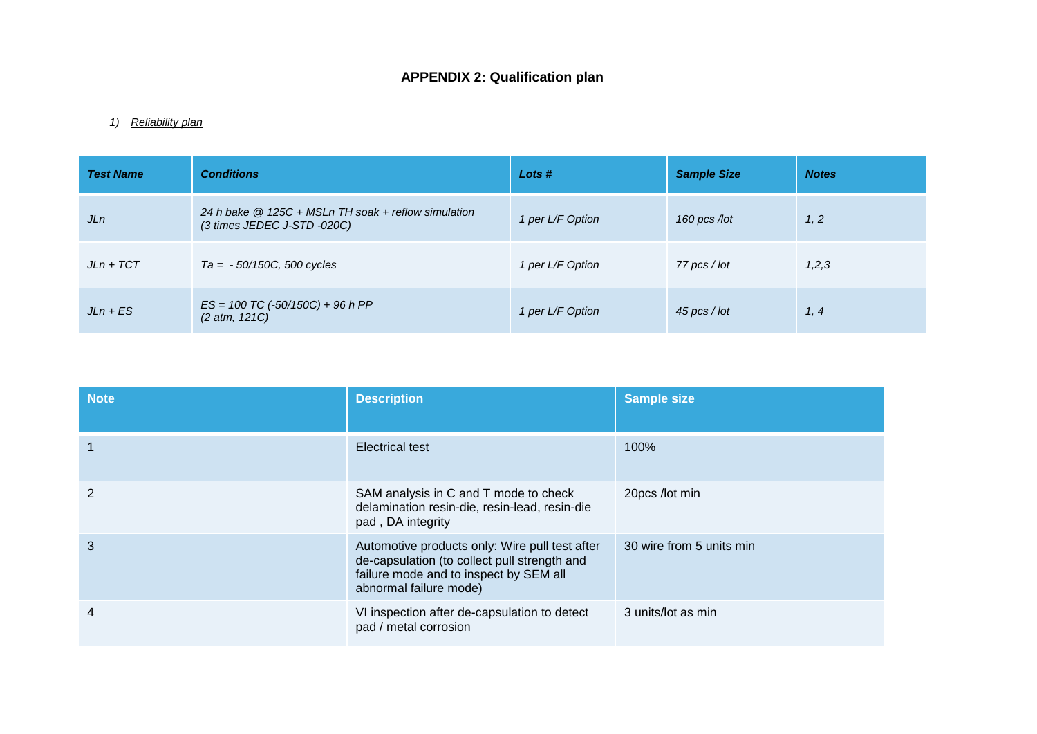# APPENDIX 2: Qualification plan

1) *Reliability plan*

| ***Test Name*** | ***Conditions*** | ***Lots #*** | ***Sample Size*** | ***Notes*** |
|---|---|---|---|---|
| *JLn* | *24 h bake @ 125C + MSLn TH soak + reflow simulation (3 times JEDEC J-STD -020C)* | *1 per L/F Option* | *160 pcs /lot* | *1, 2* |
| *JLn + TCT* | *Ta = - 50/150C, 500 cycles* | *1 per L/F Option* | *77 pcs / lot* | *1,2,3* |
| *JLn + ES* | *ES = 100 TC (-50/150C) + 96 h PP (2 atm, 121C)* | *1 per L/F Option* | *45 pcs / lot* | *1, 4* |

| Note | Description | Sample size |
|---|---|---|
| 1 | Electrical test | 100% |
| 2 | SAM analysis in C and T mode to check delamination resin-die, resin-lead, resin-die pad , DA integrity | 20pcs /lot min |
| 3 | Automotive products only: Wire pull test after de-capsulation (to collect pull strength and failure mode and to inspect by SEM all abnormal failure mode) | 30 wire from 5 units min |
| 4 | VI inspection after de-capsulation to detect pad / metal corrosion | 3 units/lot as min |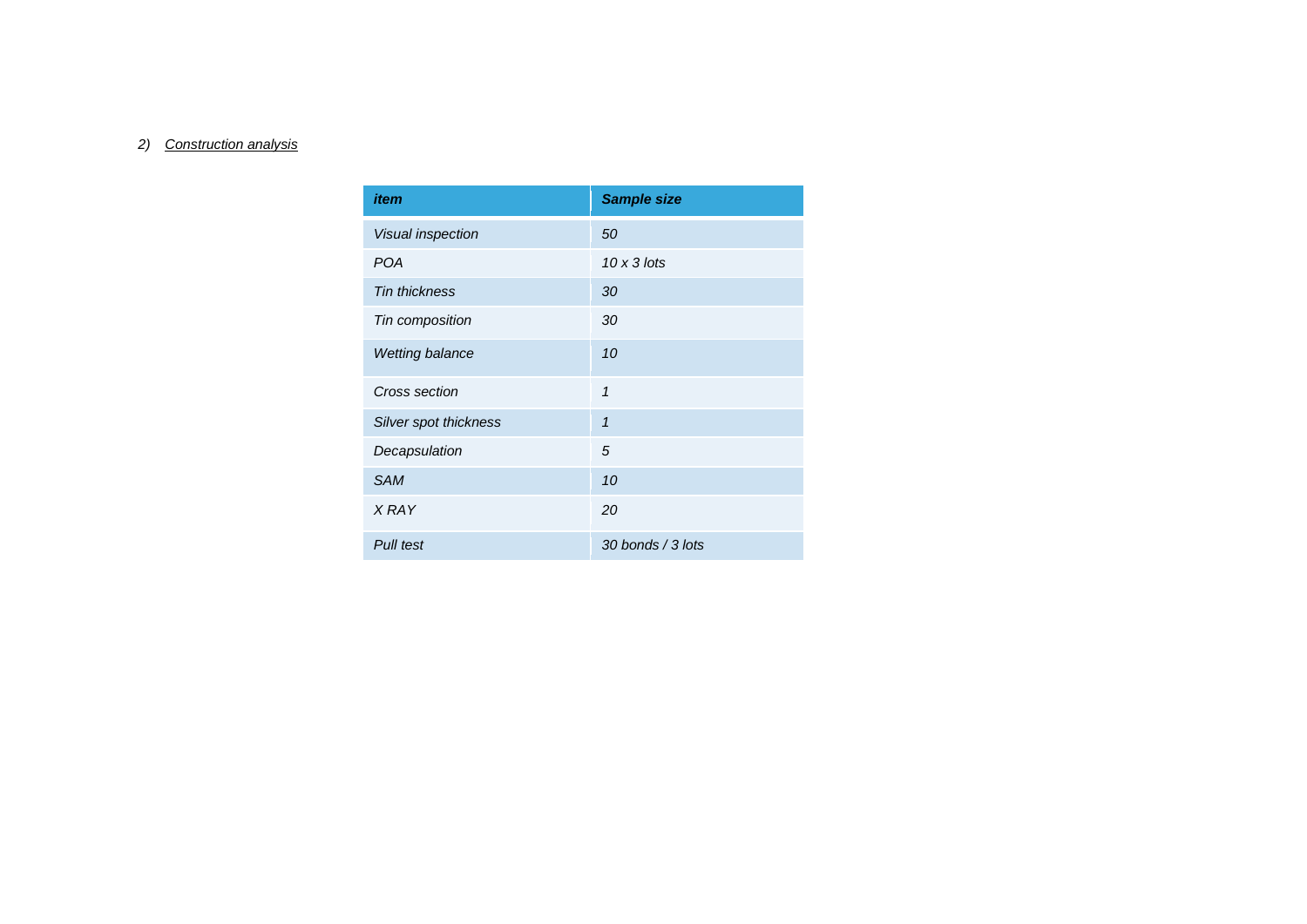*2) <u>Construction analysis</u>*

| *item* | *Sample size* |
| --- | --- |
| *Visual inspection* | *50* |
| *POA* | *10 x 3 lots* |
| *Tin thickness* | *30* |
| *Tin composition* | *30* |
| *Wetting balance* | *10* |
| *Cross section* | *1* |
| *Silver spot thickness* | *1* |
| *Decapsulation* | *5* |
| *SAM* | *10* |
| *X RAY* | *20* |
| *Pull test* | *30 bonds / 3 lots* |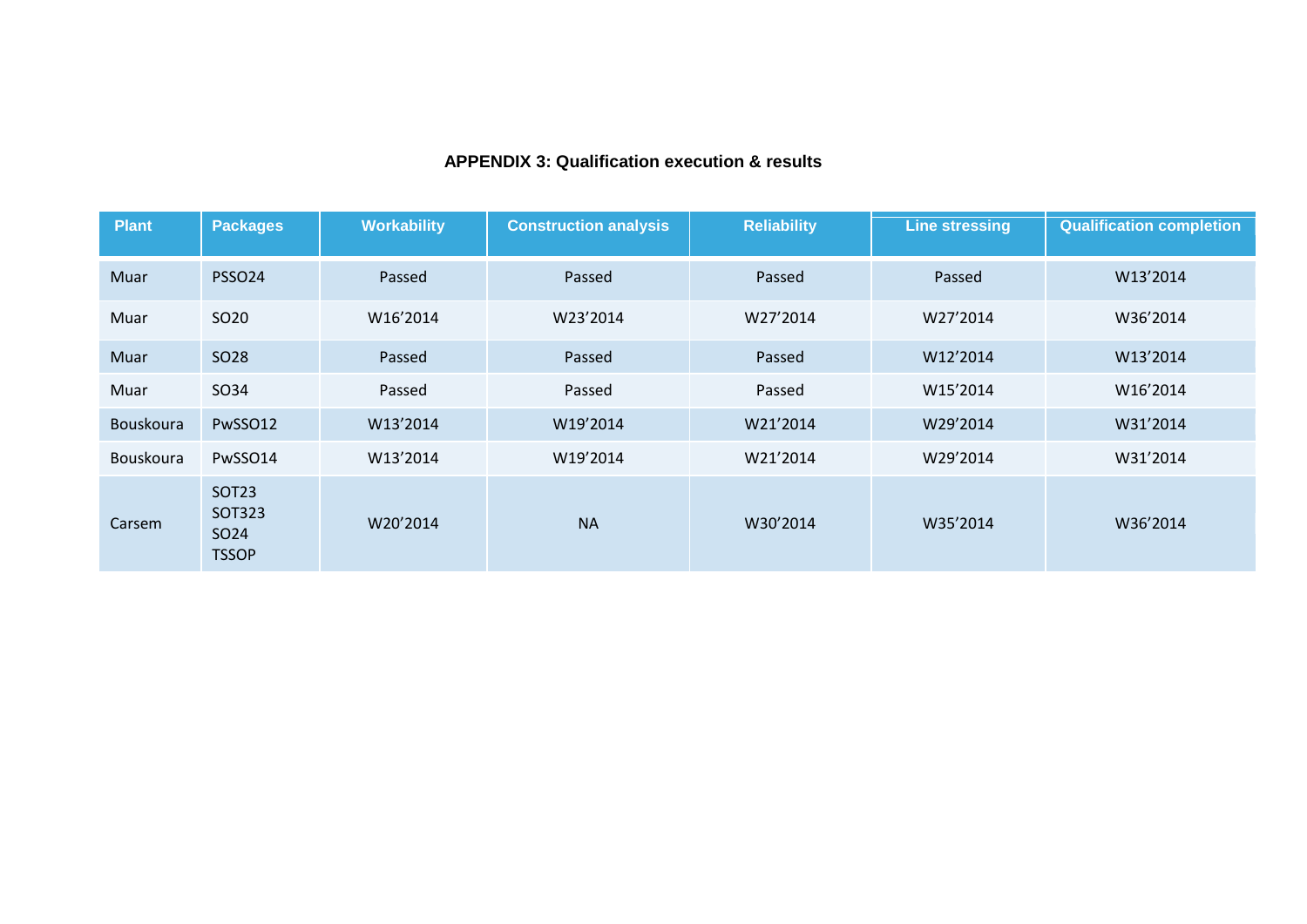# APPENDIX 3: Qualification execution & results

| Plant | Packages | Workability | Construction analysis | Reliability | Line stressing | Qualification completion |
|---|---|---|---|---|---|---|
| Muar | PSSO24 | Passed | Passed | Passed | Passed | W13’2014 |
| Muar | SO20 | W16’2014 | W23’2014 | W27’2014 | W27’2014 | W36’2014 |
| Muar | SO28 | Passed | Passed | Passed | W12’2014 | W13’2014 |
| Muar | SO34 | Passed | Passed | Passed | W15’2014 | W16’2014 |
| Bouskoura | PwSSO12 | W13’2014 | W19’2014 | W21’2014 | W29’2014 | W31’2014 |
| Bouskoura | PwSSO14 | W13’2014 | W19’2014 | W21’2014 | W29’2014 | W31’2014 |
| Carsem | SOT23<br>SOT323<br>SO24<br>TSSOP | W20’2014 | NA | W30’2014 | W35’2014 | W36’2014 |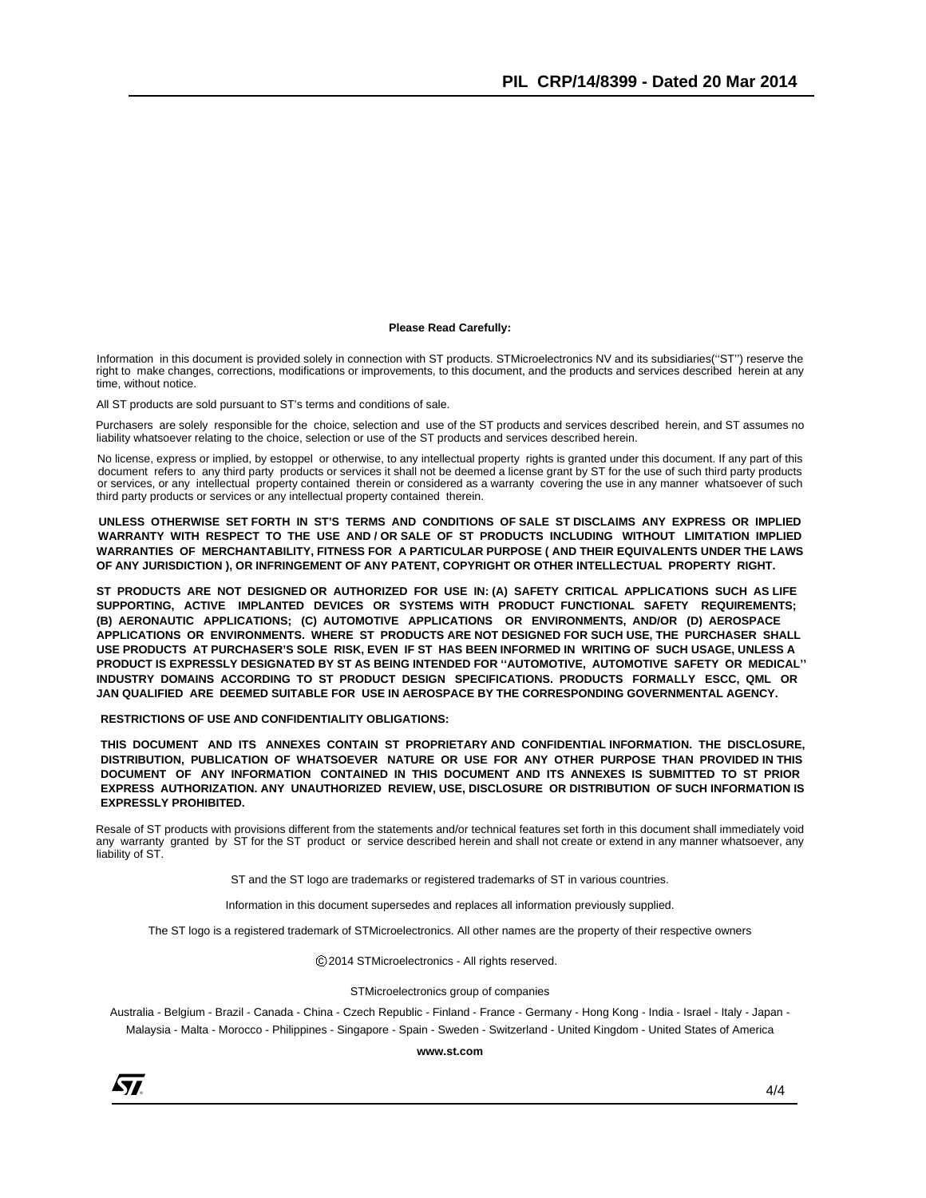**Please Read Carefully:**

Information in this document is provided solely in connection with ST products. STMicroelectronics NV and its subsidiaries(''ST'') reserve the right to make changes, corrections, modifications or improvements, to this document, and the products and services described herein at any time, without notice.

All ST products are sold pursuant to ST's terms and conditions of sale.

Purchasers are solely responsible for the choice, selection and use of the ST products and services described herein, and ST assumes no liability whatsoever relating to the choice, selection or use of the ST products and services described herein.

No license, express or implied, by estoppel or otherwise, to any intellectual property rights is granted under this document. If any part of this document refers to any third party products or services it shall not be deemed a license grant by ST for the use of such third party products or services, or any intellectual property contained therein or considered as a warranty covering the use in any manner whatsoever of such third party products or services or any intellectual property contained therein.

**UNLESS OTHERWISE SET FORTH IN ST'S TERMS AND CONDITIONS OF SALE ST DISCLAIMS ANY EXPRESS OR IMPLIED WARRANTY WITH RESPECT TO THE USE AND / OR SALE OF ST PRODUCTS INCLUDING WITHOUT LIMITATION IMPLIED WARRANTIES OF MERCHANTABILITY, FITNESS FOR A PARTICULAR PURPOSE ( AND THEIR EQUIVALENTS UNDER THE LAWS OF ANY JURISDICTION ), OR INFRINGEMENT OF ANY PATENT, COPYRIGHT OR OTHER INTELLECTUAL PROPERTY RIGHT.**

**ST PRODUCTS ARE NOT DESIGNED OR AUTHORIZED FOR USE IN: (A) SAFETY CRITICAL APPLICATIONS SUCH AS LIFE SUPPORTING, ACTIVE IMPLANTED DEVICES OR SYSTEMS WITH PRODUCT FUNCTIONAL SAFETY REQUIREMENTS; (B) AERONAUTIC APPLICATIONS; (C) AUTOMOTIVE APPLICATIONS OR ENVIRONMENTS, AND/OR (D) AEROSPACE APPLICATIONS OR ENVIRONMENTS. WHERE ST PRODUCTS ARE NOT DESIGNED FOR SUCH USE, THE PURCHASER SHALL USE PRODUCTS AT PURCHASER'S SOLE RISK, EVEN IF ST HAS BEEN INFORMED IN WRITING OF SUCH USAGE, UNLESS A PRODUCT IS EXPRESSLY DESIGNATED BY ST AS BEING INTENDED FOR ''AUTOMOTIVE, AUTOMOTIVE SAFETY OR MEDICAL'' INDUSTRY DOMAINS ACCORDING TO ST PRODUCT DESIGN SPECIFICATIONS. PRODUCTS FORMALLY ESCC, QML OR JAN QUALIFIED ARE DEEMED SUITABLE FOR USE IN AEROSPACE BY THE CORRESPONDING GOVERNMENTAL AGENCY.**

**RESTRICTIONS OF USE AND CONFIDENTIALITY OBLIGATIONS:**

**THIS DOCUMENT AND ITS ANNEXES CONTAIN ST PROPRIETARY AND CONFIDENTIAL INFORMATION. THE DISCLOSURE, DISTRIBUTION, PUBLICATION OF WHATSOEVER NATURE OR USE FOR ANY OTHER PURPOSE THAN PROVIDED IN THIS DOCUMENT OF ANY INFORMATION CONTAINED IN THIS DOCUMENT AND ITS ANNEXES IS SUBMITTED TO ST PRIOR EXPRESS AUTHORIZATION. ANY UNAUTHORIZED REVIEW, USE, DISCLOSURE OR DISTRIBUTION OF SUCH INFORMATION IS EXPRESSLY PROHIBITED.**

Resale of ST products with provisions different from the statements and/or technical features set forth in this document shall immediately void any warranty granted by ST for the ST product or service described herein and shall not create or extend in any manner whatsoever, any liability of ST.

ST and the ST logo are trademarks or registered trademarks of ST in various countries.

Information in this document supersedes and replaces all information previously supplied.

The ST logo is a registered trademark of STMicroelectronics. All other names are the property of their respective owners

©2014 STMicroelectronics - All rights reserved.

STMicroelectronics group of companies

Australia - Belgium - Brazil - Canada - China - Czech Republic - Finland - France - Germany - Hong Kong - India - Israel - Italy - Japan - Malaysia - Malta - Morocco - Philippines - Singapore - Spain - Sweden - Switzerland - United Kingdom - United States of America

**www.st.com**